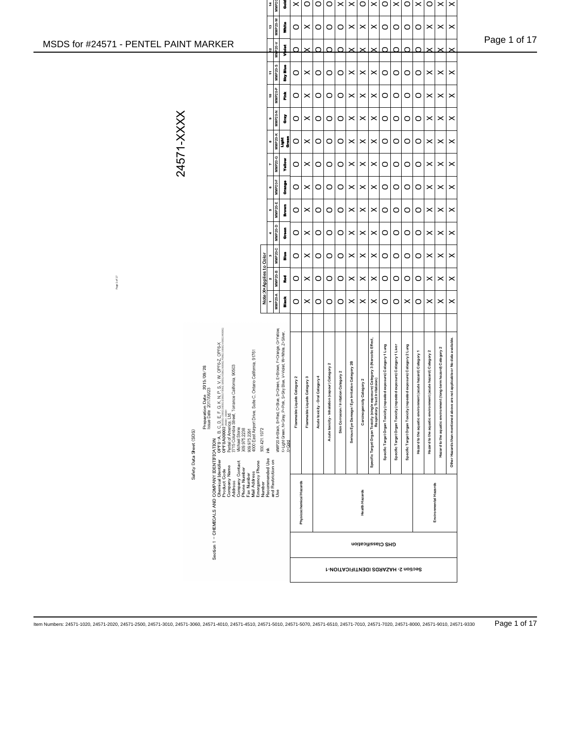# 24571-XXXX

## Safety Data Sheet (SDS)

Preparation Date 2015/09/28
Issue Date 2017/06/23

## Section 1 - CHEMICALS AND COMPANY IDENTIFICATION

| | |
|---|---|
| Chemical Identifier | OPF8-A, B, C, D, E, F, G, K, N, P, S, V, W, OPF6-Z, OPF6-X |
| Product Code | OPF8A00002 |
| Company Name | Pentel of America, Ltd |
| Address | 2715 Columbia Street, Torrance California, 90503 |
| Company Contact | Michael Storie |
| Phone Number | 309.975.2238 |
| Fax Number | 909.975.2291 |
| Mail Address | 4000 East Airport Drive, Suite C, Ontario California, 91761 |
| Emergency Phone Number | 800.421.1972 |
| Recommended Use and Restriction on Use | ink |

MMP20 A=Black, B=Red, C=Blue, D=Green, E=Brown, F=Orange, G=Yellow, K=Light Green, N=Gray, P=Pink, S=Sky Blue, V=Violet, W=White, Z=Silver, X=Gold

## Section 2 - HAZARDS IDENTIFICATION-1

Note: X=Applies to Color

| GHS Classification | | Hazard | 1 MMP20-A Black | 2 MMP20-B Red | 3 MMP20-C Blue | 4 MMP20-D Green | 5 MMP20-E Brown | 6 MMP20-F Orange | 7 MMP20-G Yellow | 8 MMP20-K Light Green | 9 MMP20-N Gray | 10 MMP20-P Pink | 11 MMP20-S Sky Blue | 12 MMP20-V Violet | 13 MMP20-W White | 14 MMP20-X Gold |
|---|---|---|---|---|---|---|---|---|---|---|---|---|---|---|---|---|
| GHS Classification | Physicochemical Hazards | Flammable Liquids Category 2 | O | O | O | O | O | O | O | O | O | O | O | O | O | X |
| | | Flammable Liquids Category 3 | X | X | X | X | X | X | X | X | X | X | X | X | X | O |
| | Health Hazards | Acute toxicity - Oral Category 4 | O | O | O | O | O | O | O | O | O | O | O | O | O | O |
| | | Acute toxicity - Inhalation (vapour) Category 2 | O | O | O | O | O | O | O | O | O | O | O | O | O | O |
| | | Skin Corrosion / Irritation Category 2 | O | O | O | O | O | O | O | O | O | O | O | O | O | X |
| | | Serious Eye Damage / Eye Irritation Category 2B | X | X | X | X | X | X | X | X | X | X | X | X | X | X |
| | | Carcinogenicity Category 2 | X | X | X | X | X | X | X | X | X | X | X | X | X | O |
| | | Specific Target Organ Toxicity (single exposure) Category 3 (Narcotic Effect, Respiratory Tract Irritation) | X | X | X | X | X | X | X | X | X | X | X | X | X | X |
| | | Specific Target Organ Toxicity (repeated exposure) Category 1 Lung | O | O | O | O | O | O | O | O | O | O | O | O | O | O |
| | | Specific Target Organ Toxicity (repeated exposure) Category 1 Liver | O | O | O | O | O | O | O | O | O | O | O | O | O | X |
| | | Specific Target Organ Toxicity (repeated exposure) Category 2 Lung | X | O | O | O | O | O | O | O | O | O | O | O | O | O |
| | Environmental Hazards | Hazard to the aquatic environment (acute hazard) Category 1 | O | O | O | O | O | O | O | O | O | O | O | O | O | X |
| | | Hazard to the aquatic environment (acute hazard) Category 2 | X | X | X | X | X | X | X | X | X | X | X | X | X | O |
| | | Hazard to the aquatic environment (long-term hazard) Category 2 | X | X | X | X | X | X | X | X | X | X | X | X | X | X |
| | | Other Hazards than mentioned above are not applicable or No data available. | X | X | X | X | X | X | X | X | X | X | X | X | X | X |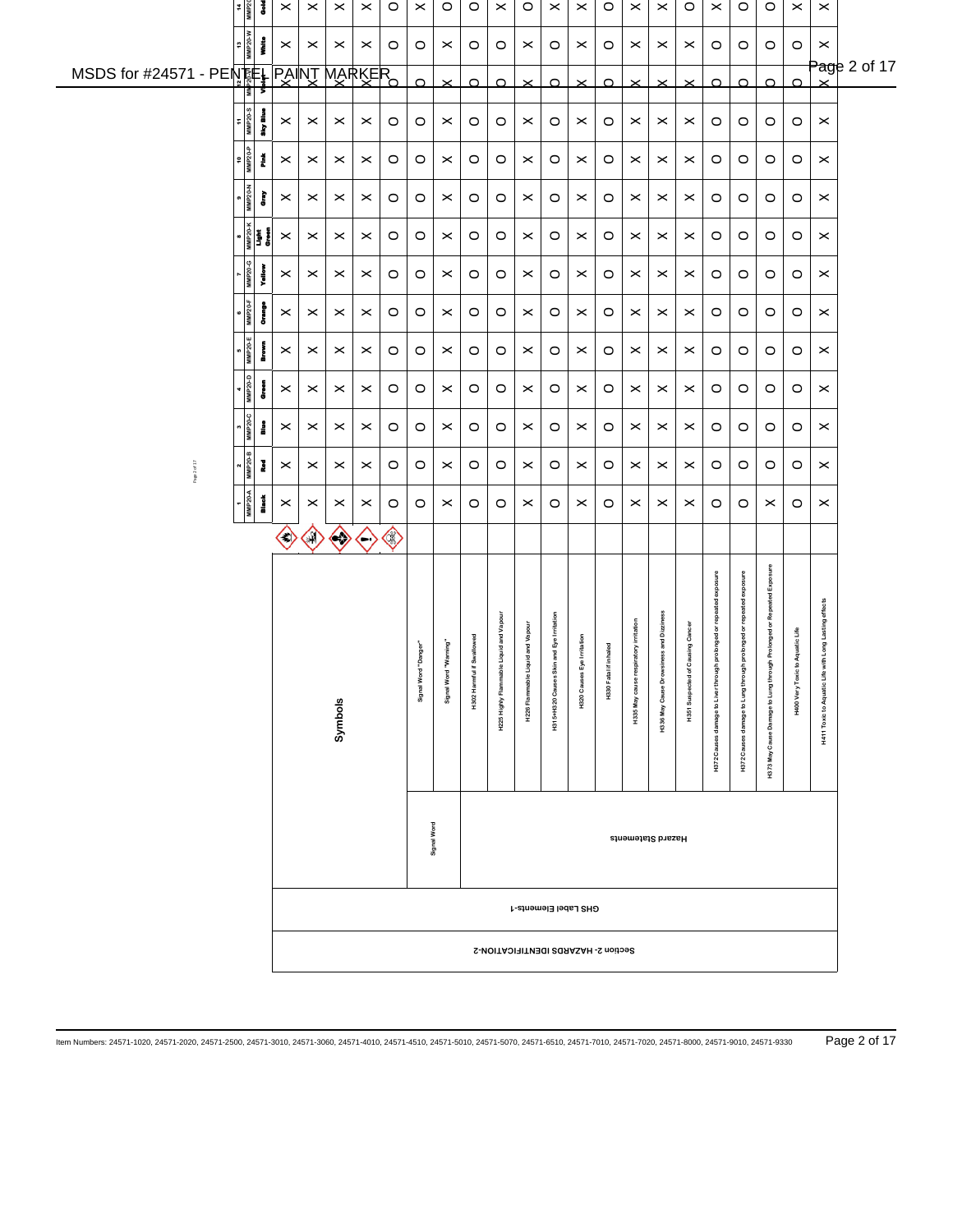## Section 2 - HAZARDS IDENTIFICATION-2

### GHS Label Elements-1

| # | Item | Color | Symbols | | | | | Signal Word "Danger" | Signal Word "Warning" | H302 Harmful if Swallowed | H225 Highly Flammable Liquid and Vapour | H226 Flammable Liquid and Vapour | H315+H320 Causes Skin and Eye Irritation | H320 Causes Eye Irritation | H330 Fatal if inhaled | H335 May cause respiratory irritation | H336 May Cause Drowsiness and Dizziness | H351 Suspected of Causing Cancer | H372 Causes damage to Liver through prolonged or repeated exposure | H372 Causes damage to Lung through prolonged or repeated exposure | H373 May Cause Damage to Lung through Prolonged or Repeated Exposure | H400 Very Toxic to Aquatic Life | H411 Toxic to Aquatic Life with Long Lasting effects |
|---|---|---|---|---|---|---|---|---|---|---|---|---|---|---|---|---|---|---|---|---|---|---|---|
| | | | Signal Word | | | | | | | Hazard Statements | | | | | | | | | | | | | |
| 1 | MMP20-A | Black | X | X | X | X | O | O | X | O | O | X | O | X | O | X | X | X | O | O | X | O | X |
| 2 | MMP20-B | Red | X | X | X | X | O | O | X | O | O | X | O | X | O | X | X | X | O | O | O | O | X |
| 3 | MMP20-C | Blue | X | X | X | X | O | O | X | O | O | X | O | X | O | X | X | X | O | O | O | O | X |
| 4 | MMP20-D | Green | X | X | X | X | O | O | X | O | O | X | O | X | O | X | X | X | O | O | O | O | X |
| 5 | MMP20-E | Brown | X | X | X | X | O | O | X | O | O | X | O | X | O | X | X | X | O | O | O | O | X |
| 6 | MMP20-F | Orange | X | X | X | X | O | O | X | O | O | X | O | X | O | X | X | X | O | O | O | O | X |
| 7 | MMP20-G | Yellow | X | X | X | X | O | O | X | O | O | X | O | X | O | X | X | X | O | O | O | O | X |
| 8 | MMP20-K | Light Green | X | X | X | X | O | O | X | O | O | X | O | X | O | X | X | X | O | O | O | O | X |
| 9 | MMP20-N | Gray | X | X | X | X | O | O | X | O | O | X | O | X | O | X | X | X | O | O | O | O | X |
| 10 | MMP20-P | Pink | X | X | X | X | O | O | X | O | O | X | O | X | O | X | X | X | O | O | O | O | X |
| 11 | MMP20-S | Sky Blue | X | X | X | X | O | O | X | O | O | X | O | X | O | X | X | X | O | O | O | O | X |
| 12 | MMP20-V | Violet | X | X | X | X | O | O | X | O | O | X | O | X | O | X | X | X | O | O | O | O | X |
| 13 | MMP20-W | White | X | X | X | X | O | O | X | O | O | X | O | X | O | X | X | X | O | O | O | O | X |
| 14 | MMP20 | Gold | X | X | X | X | O | X | O | O | X | O | X | X | O | X | X | O | X | O | O | X | X |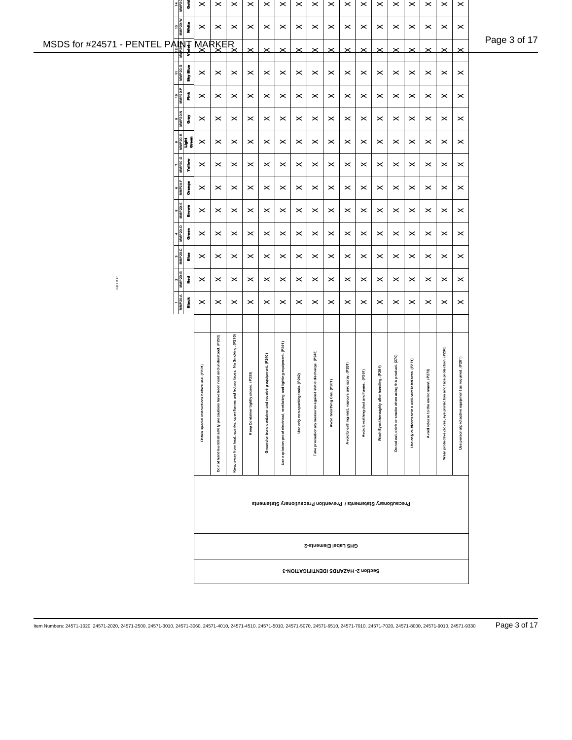| Section 2- HAZARDS IDENTIFICATION-3 | | | 1 MMP20-A Black | 2 MMP20-B Red | 3 MMP20-C Blue | 4 MMP20-D Green | 5 MMP20-E Brown | 6 MMP20-F Orange | 7 MMP20-G Yellow | 8 MMP20-K Light Green | 9 MMP20-N Gray | 10 MMP20-P Pink | 11 MMP20-S Sky Blue | 12 MMP20-V Violet | 13 MMP20-W White | 14 MMP20-X Gold |
|---|---|---|---|---|---|---|---|---|---|---|---|---|---|---|---|---|
| GHS Label Elements-2 | Precautionary Statements / Prevention Precautionary Statements | Obtain special instructions before use. (P201) | X | X | X | X | X | X | X | X | X | X | X | X | X | X |
| | | Do not handle until all safety precautions have been read and understood. (P202) | X | X | X | X | X | X | X | X | X | X | X | X | X | X |
| | | Keep away from heat, sparks, open flames and hot surfaces. No Smoking. (P210) | X | X | X | X | X | X | X | X | X | X | X | X | X | X |
| | | Keep Container tightly closed. (P233) | X | X | X | X | X | X | X | X | X | X | X | X | X | X |
| | | Ground or bond container and receiving equipment. (P240) | X | X | X | X | X | X | X | X | X | X | X | X | X | X |
| | | Use explosion-proof electrical, ventilating and lighting equipment. (P241) | X | X | X | X | X | X | X | X | X | X | X | X | X | X |
| | | Use only non-sparking tools. (P242) | X | X | X | X | X | X | X | X | X | X | X | X | X | X |
| | | Take precautionary measures against static discharge. (P243) | X | X | X | X | X | X | X | X | X | X | X | X | X | X |
| | | Avoid breathing Gas. (P261) | X | X | X | X | X | X | X | X | X | X | X | X | X | X |
| | | Avoid breathing mist, vapours and spray. (P261) | X | X | X | X | X | X | X | X | X | X | X | X | X | X |
| | | Avoid breathing dust and fumes. (P261) | X | X | X | X | X | X | X | X | X | X | X | X | X | X |
| | | Wash Eyes thoroughly after handling. (P264) | X | X | X | X | X | X | X | X | X | X | X | X | X | X |
| | | Do not eat, drink or smoke when using this product. (270) | X | X | X | X | X | X | X | X | X | X | X | X | X | X |
| | | Use only outdoors or in a well-ventilated area. (P271) | X | X | X | X | X | X | X | X | X | X | X | X | X | X |
| | | Avoid release to the environment. (P273) | X | X | X | X | X | X | X | X | X | X | X | X | X | X |
| | | Wear protective gloves, eye protection and face protection. (P280) | X | X | X | X | X | X | X | X | X | X | X | X | X | X |
| | | Use personal protective equipment as required. (P281) | X | X | X | X | X | X | X | X | X | X | X | X | X | X |

Item Numbers: 24571-1020, 24571-2020, 24571-2500, 24571-3010, 24571-3060, 24571-4010, 24571-4510, 24571-5010, 24571-5070, 24571-6510, 24571-7010, 24571-7020, 24571-8000, 24571-9010, 24571-9330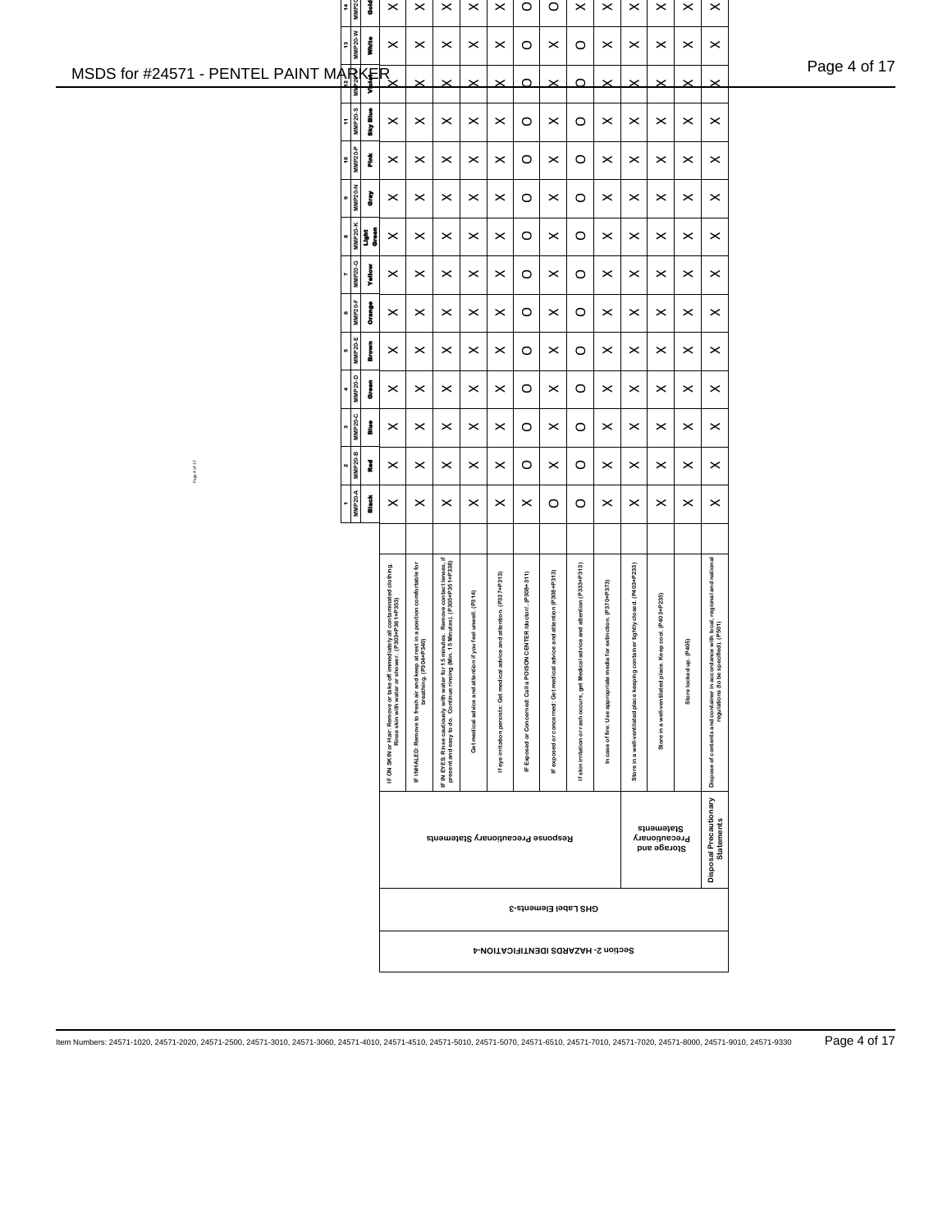| Section | Category | Subcategory | Statement | 1 MMP20-A Black | 2 MMP20-B Red | 3 MMP20-C Blue | 4 MMP20-D Green | 5 MMP20-E Brown | 6 MMP20-F Orange | 7 MMP20-G Yellow | 8 MMP20-K Light Green | 9 MMP20-N Gray | 10 MMP20-P Pink | 11 MMP20-S Sky Blue | 12 MMP20-V Violet | 13 MMP20-W White | 14 MMP2 Gold |
|---|---|---|---|---|---|---|---|---|---|---|---|---|---|---|---|---|---|
| Section 2 - HAZARDS IDENTIFICATION-4 | GHS Label Elements-3 | Response Precautionary Statements | IF ON SKIN or Hair: Remove or take off immediately all contaminated clothing. Rinse skin with water or shower. (P303+P361+P353) | X | X | X | X | X | X | X | X | X | X | X | X | X | X |
| | | | IF INHALED: Remove to fresh air and keep at rest in a position comfortable for breathing. (P304+P340) | X | X | X | X | X | X | X | X | X | X | X | X | X | X |
| | | | IF IN EYES: Rinse cautiously with water for 15 minutes. Remove contact lenses, if present and easy to do. Continue rinsing (Min. 15 Minutes). (P305+P351+P338) | X | X | X | X | X | X | X | X | X | X | X | X | X | X |
| | | | Get medical advice and attention if you feel unwell. (P314) | X | X | X | X | X | X | X | X | X | X | X | X | X | X |
| | | | If eye irritation persists: Get medical advice and attention. (P337+P313) | X | X | X | X | X | X | X | X | X | X | X | X | X | X |
| | | | IF Exposed or Concerned: Call a POISON CENTER (doctor/.. (P308+311) | X | O | O | O | O | O | O | O | O | O | O | O | O | O |
| | | | IF exposed or concerned: Get medical advice and attention (P308+P313) | O | X | X | X | X | X | X | X | X | X | X | X | X | O |
| | | | If skin irritation or rash occurs, get Medical advice and attention (P333+P313) | O | O | O | O | O | O | O | O | O | O | O | O | O | X |
| | | | In case of fire: Use appropriate media for extinction. (P370+P373) | X | X | X | X | X | X | X | X | X | X | X | X | X | X |
| | | Storage and Precautionary Statements | Store in a well-ventilated place keeping container tightly closed. (P403+P233) | X | X | X | X | X | X | X | X | X | X | X | X | X | X |
| | | | Store in a well-ventilated place. Keep cool. (P403+P235) | X | X | X | X | X | X | X | X | X | X | X | X | X | X |
| | | | Store locked up. (P405) | X | X | X | X | X | X | X | X | X | X | X | X | X | X |
| | | Disposal Precautionary Statements | Dispose of contents and container in accordance with local, regional and national regulations (to be specified). (P501) | X | X | X | X | X | X | X | X | X | X | X | X | X | X |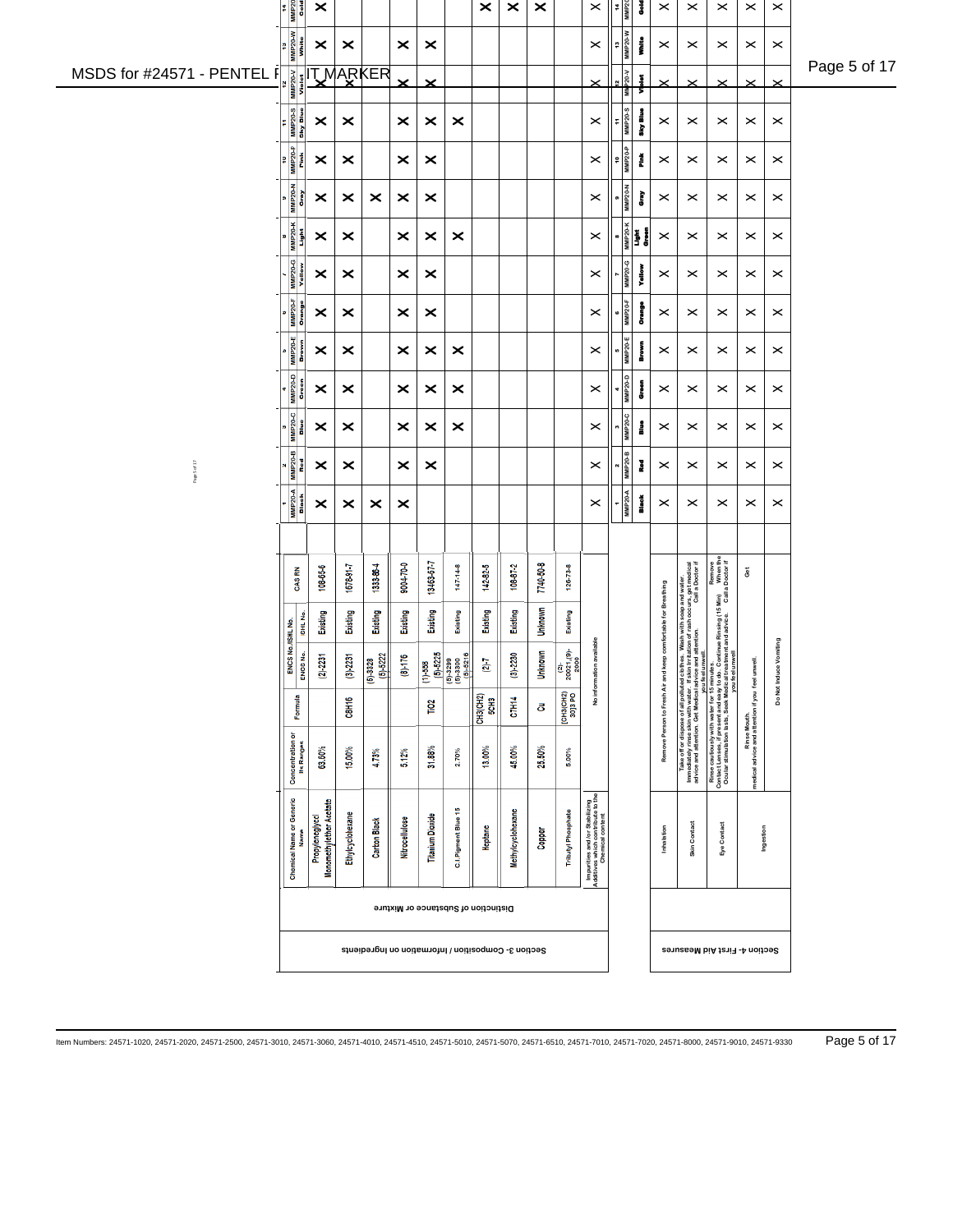## Section 3- Composition / Information on Ingredients

### Distinction of Substance or Mixture

| Chemical Name or Generic Name | Concentration or its Ranges | Formula | ENCS No. | ISHL No. | CAS RN | 1 MMP20-A Black | 2 MMP20-B Red | 3 MMP20-C Blue | 4 MMP20-D Green | 5 MMP20-E Brown | 6 MMP20-F Orange | 7 MMP20-G Yellow | 8 MMP20-K Light Green | 9 MMP20-N Gray | 10 MMP20-P Pink | 11 MMP20-S Sky Blue | 12 MMP20-V Violet | 13 MMP20-W White | 14 MMP20 Gold |
|---|---|---|---|---|---|---|---|---|---|---|---|---|---|---|---|---|---|---|---|
| Propyleneglycol Monomethylether Acetate | 63.60% | | (2)-2231 | Existing | 108-65-6 | X | X | X | X | X | X | X | X | X | X | X | X | X | X |
| Ethylcyclohexane | 15.00% | $C_8H_{16}$ | (3)-2231 | Existing | 1678-91-7 | X | X | X | X | X | X | X | X | X | X | X | X | X | |
| Carbon Black | 4.73% | | (6)-3328 (6)-5222 | Existing | 1333-86-4 | X | | | | | | | | X | | | | | |
| Nitrocellulose | 5.12% | | (8)-176 | Existing | 9004-70-0 | X | X | X | X | X | X | X | X | X | X | X | X | X | |
| Titanium Dioxide | 31.88% | $TiO_2$ | (1)-558 (5)-5225 | Existing | 13463-67-7 | | X | X | X | X | X | X | X | X | X | X | X | X | |
| C.I.Pigment Blue 15 | 2.70% | | (5)-3299 (5)-3300 (5)-5216 | Existing | 147-14-8 | | | X | X | X | | | X | | | X | | | |
| Heptane | 13.00% | $CH_3(CH_2)_5CH_3$ | (2)-7 | Existing | 142-82-5 | | | | | | | | | | | | | | X |
| Methylcyclohexane | 45.00% | $C_7H_{14}$ | (3)-2230 | Existing | 108-87-2 | | | | | | | | | | | | | | X |
| Copper | 25.50% | Cu | Unknown | Unknown | 7440-50-8 | | | | | | | | | | | | | | X |
| Tributyl Phosphate | 5.00% | $(CH_3(CH_2)_3O)_3PO$ | (2)-20021,(9)-2000 | Existing | 126-73-8 | | | | | | | | | | | | | | |
| Impurities and/or Stabilizing Additives which contribute to the Chemical content | No information available | | | | | X | X | X | X | X | X | X | X | X | X | X | X | X | X |

## Section 4- First Aid Measures

| | Measure | 1 MMP20-A Black | 2 MMP20-B Red | 3 MMP20-C Blue | 4 MMP20-D Green | 5 MMP20-E Brown | 6 MMP20-F Orange | 7 MMP20-G Yellow | 8 MMP20-K Light Green | 9 MMP20-N Gray | 10 MMP20-P Pink | 11 MMP20-S Sky Blue | 12 MMP20-V Violet | 13 MMP20-W White | 14 MMP20 Gold |
|---|---|---|---|---|---|---|---|---|---|---|---|---|---|---|---|
| Inhalation | Remove Person to Fresh Air and keep comfortable for Breathing | X | X | X | X | X | X | X | X | X | X | X | X | X | X |
| Skin Contact | Take off or dispose of all polluted clothes. Wash with soap and water. Immediately rinse skin with water. If skin irritation of rash occurs, get medical advice and attention. Get Medical advice and attention. Call a Doctor if you feel unwell. | X | X | X | X | X | X | X | X | X | X | X | X | X | X |
| Eye Contact | Rinse cautiously with water for 15 minutes. Remove Contact Lenses, if present and easy to do. Continue Rinsing (15 Min) When the Ocular stimulation lasts, Seek Medical treatment and advice. Call a Doctor if you feel unwell. | X | X | X | X | X | X | X | X | X | X | X | X | X | X |
| Ingestion | Rinse Mouth. Get medical advice and attention if you feel unwell. | X | X | X | X | X | X | X | X | X | X | X | X | X | X |
| | Do Not Induce Vomiting | X | X | X | X | X | X | X | X | X | X | X | X | X | X |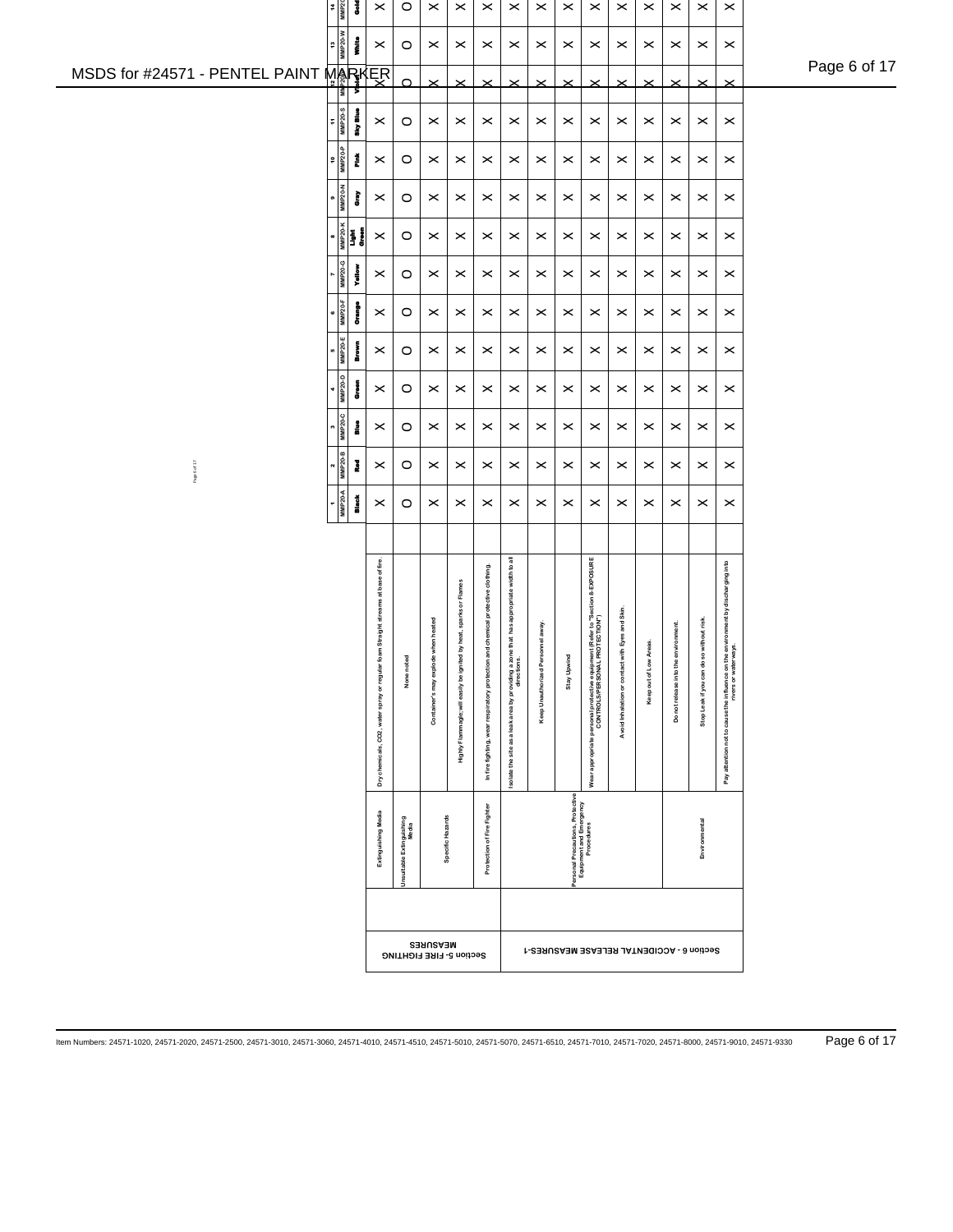| Section | Item | Description | 1 MMP20-A Black | 2 MMP20-B Red | 3 MMP20-C Blue | 4 MMP20-D Green | 5 MMP20-E Brown | 6 MMP20-F Orange | 7 MMP20-G Yellow | 8 MMP20-K Light Green | 9 MMP20-N Gray | 10 MMP20-P Pink | 11 MMP20-S Sky Blue | 12 MMP20-V Violet | 13 MMP20-W White | 14 MMP20 Gold |
|---|---|---|---|---|---|---|---|---|---|---|---|---|---|---|
| Section 5- FIRE FIGHTING MEASURES | Extinguishing Media | Dry chemicals, CO2, water spray or regular foam Straight streams at base of fire. | X | X | X | X | X | X | X | X | X | X | X | X | X | X |
| | Unsuitable Extinguishing Media | None noted | O | O | O | O | O | O | O | O | O | O | O | O | O | O |
| | Specific Hazards | Container's may explode when heated | X | X | X | X | X | X | X | X | X | X | X | X | X | X |
| | | Highly Flammagic will easily be ignited by heat, sparks or Flames | X | X | X | X | X | X | X | X | X | X | X | X | X | X |
| | Protection of Fire Fighter | In fire fighting, wear respiratory protection and chemical protective clothing. | X | X | X | X | X | X | X | X | X | X | X | X | X | X |
| Section 6 - ACCIDENTAL RELEASE MEASURES-1 | Personal Precautions, Protective Equipment and Emergency Procedures | Isolate the site as a leak area by providing a zone that has appropriate width to all directions. | X | X | X | X | X | X | X | X | X | X | X | X | X | X |
| | | Keep Unauthorized Personnel away. | X | X | X | X | X | X | X | X | X | X | X | X | X | X |
| | | Stay Upwind | X | X | X | X | X | X | X | X | X | X | X | X | X | X |
| | | Wear appropriate personal protective equipment (Refer to "Section 8-EXPOSURE CONTROLS/PERSONAL PROTECTION") | X | X | X | X | X | X | X | X | X | X | X | X | X | X |
| | | Avoid Inhalation or contact with Eyes and Skin. | X | X | X | X | X | X | X | X | X | X | X | X | X | X |
| | | Keep out of Low Areas. | X | X | X | X | X | X | X | X | X | X | X | X | X | X |
| | Environmental | Do not release into the environment. | X | X | X | X | X | X | X | X | X | X | X | X | X | X |
| | | Stop Leak if you can do so without risk. | X | X | X | X | X | X | X | X | X | X | X | X | X | X |
| | | Pay attention not to cause the influence on the environment by discharging into rivers or water ways. | X | X | X | X | X | X | X | X | X | X | X | X | X | X |

Item Numbers: 24571-1020, 24571-2020, 24571-2500, 24571-3010, 24571-3060, 24571-4010, 24571-4510, 24571-5010, 24571-5070, 24571-6510, 24571-7010, 24571-7020, 24571-8000, 24571-9010, 24571-9330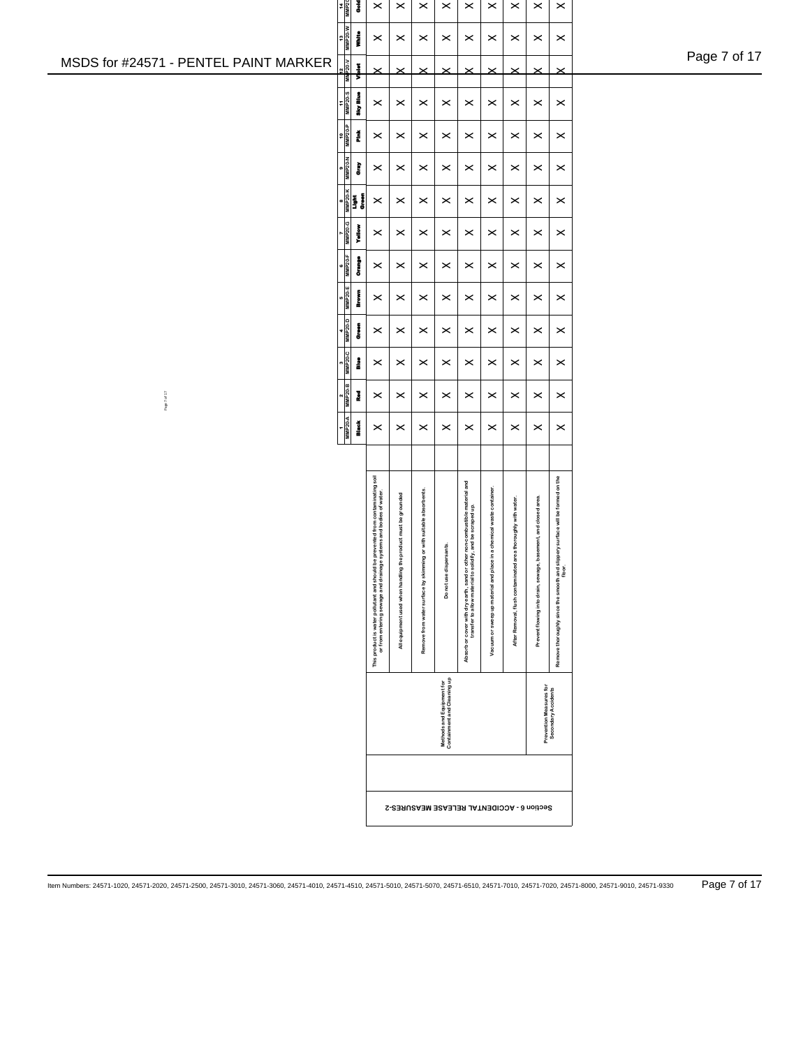| Section 6 - ACCIDENTAL RELEASE MEASURES-2 | | | 1 MMP20-A Black | 2 MMP20-B Red | 3 MMP20-C Blue | 4 MMP20-D Green | 5 MMP20-E Brown | 6 MMP20-F Orange | 7 MMP20-G Yellow | 8 MMP20-K Light Green | 9 MMP20-N Gray | 10 MMP20-P Pink | 11 MMP20-S Sky Blue | 12 MMP20-V Violet | 13 MMP20-W White | 14 MMP20 Gold |
|---|---|---|---|---|---|---|---|---|---|---|---|---|---|---|---|---|
| | Methods and Equipment for Containment and Cleaning up | This product is water pollutant and should be prevented from contaminating soil or from entering sewage and drainage systems and bodies of water. | X | X | X | X | X | X | X | X | X | X | X | X | X | X |
| | | All equipment used when handling the product must be grounded | X | X | X | X | X | X | X | X | X | X | X | X | X | X |
| | | Remove from water surface by skimming or with suitable absorbents. | X | X | X | X | X | X | X | X | X | X | X | X | X | X |
| | | Do not use dispersants. | X | X | X | X | X | X | X | X | X | X | X | X | X | X |
| | | Absorb or cover with dry earth, sand or other non-combustible material and transfer to allow material to solidify, and be scraped up. | X | X | X | X | X | X | X | X | X | X | X | X | X | X |
| | | Vacuum or sweep up material and place in a chemical waste container. | X | X | X | X | X | X | X | X | X | X | X | X | X | X |
| | | After Removal, flush contaminated area thoroughly with water. | X | X | X | X | X | X | X | X | X | X | X | X | X | X |
| | Prevention Measures for Secondary Accidents | Prevent flowing into drain, sewage, basement, and closed area. | X | X | X | X | X | X | X | X | X | X | X | X | X | X |
| | | Remove thoroughly since the smooth and slippery surface will be formed on the floor. | X | X | X | X | X | X | X | X | X | X | X | X | X | X |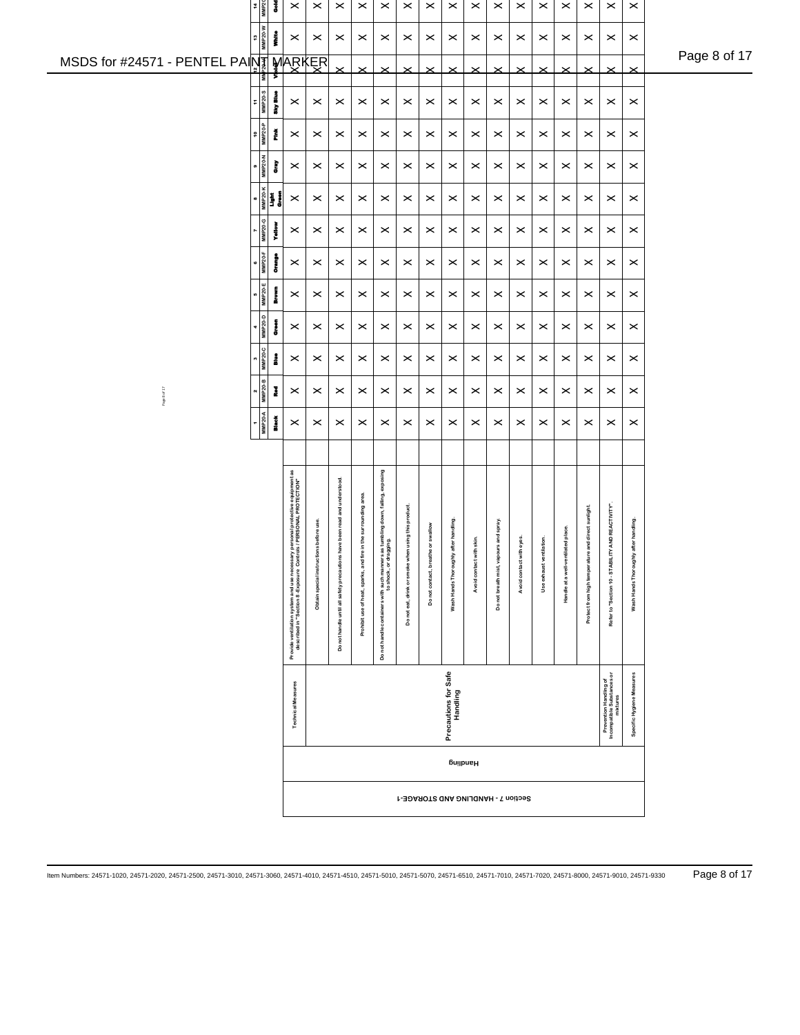| Section 7 - HANDLING AND STORAGE-1 | | | | 1 MMP20-A Black | 2 MMP20-B Red | 3 MMP20-C Blue | 4 MMP20-D Green | 5 MMP20-E Brown | 6 MMP20-F Orange | 7 MMP20-G Yellow | 8 MMP20-K Light Green | 9 MMP20-N Gray | 10 MMP20-P Pink | 11 MMP20-S Sky Blue | 12 MMP20-V Violet | 13 MMP20-W White | 14 MMP20 Gold |
|---|---|---|---|---|---|---|---|---|---|---|---|---|---|---|---|---|---|
| Handling | Technical Measures | Provide ventilation system and use necessary personal protective equipment as described in "Section 8 - Exposure Controls / PERSONAL PROTECTION" | | X | X | X | X | X | X | X | X | X | X | X | X | X | X |
| | Precautions for Safe Handling | Obtain special instructions before use. | | X | X | X | X | X | X | X | X | X | X | X | X | X | X |
| | | Do not handle until all safety precautions have been read and understood. | | X | X | X | X | X | X | X | X | X | X | X | X | X | X |
| | | Prohibit use of heat, sparks, and fire in the surrounding area. | | X | X | X | X | X | X | X | X | X | X | X | X | X | X |
| | | Do not handle containers with such manners as tumbling down, falling, exposing to shock, or dragging. | | X | X | X | X | X | X | X | X | X | X | X | X | X | X |
| | | Do not eat, drink or smoke when using this product. | | X | X | X | X | X | X | X | X | X | X | X | X | X | X |
| | | Do not contact, breathe or swallow | | X | X | X | X | X | X | X | X | X | X | X | X | X | X |
| | | Wash Hands Thoroughly after handling. | | X | X | X | X | X | X | X | X | X | X | X | X | X | X |
| | | Avoid contact with skin. | | X | X | X | X | X | X | X | X | X | X | X | X | X | X |
| | | Do not breath mist, vapours and spray. | | X | X | X | X | X | X | X | X | X | X | X | X | X | X |
| | | Avoid contact with eyes. | | X | X | X | X | X | X | X | X | X | X | X | X | X | X |
| | | Use exhaust ventilation. | | X | X | X | X | X | X | X | X | X | X | X | X | X | X |
| | | Handle at a well-ventilated place. | | X | X | X | X | X | X | X | X | X | X | X | X | X | X |
| | | Protect from high temperature and direct sunlight. | | X | X | X | X | X | X | X | X | X | X | X | X | X | X |
| | Prevention Handling of Incompatible Substances or mixtures | Refer to "Section 10 - STABILITY AND REACTIVITY". | | X | X | X | X | X | X | X | X | X | X | X | X | X | X |
| | Specific Hygiene Measures | Wash Hands Thoroughly after handling. | | X | X | X | X | X | X | X | X | X | X | X | X | X | X |

Item Numbers: 24571-1020, 24571-2020, 24571-2500, 24571-3010, 24571-3060, 24571-4010, 24571-4510, 24571-5010, 24571-5070, 24571-6510, 24571-7010, 24571-7020, 24571-8000, 24571-9010, 24571-9330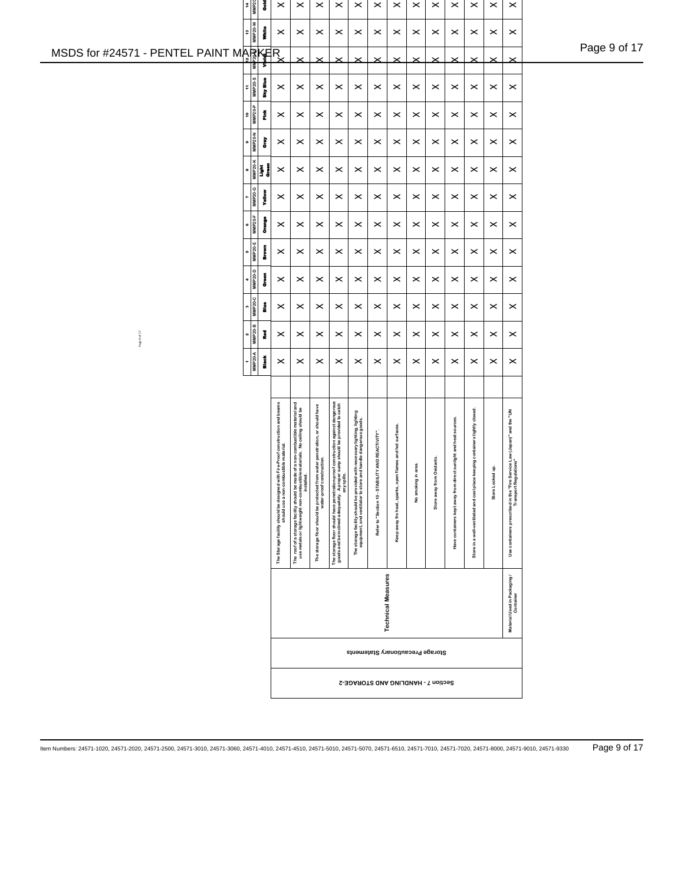| Section 7 - HANDLING AND STORAGE-2 | | | 1 MMP20-A Black | 2 MMP20-B Red | 3 MMP20-C Blue | 4 MMP20-D Green | 5 MMP20-E Brown | 6 MMP20-F Orange | 7 MMP20-G Yellow | 8 MMP20-K Light Green | 9 MMP20-N Gray | 10 MMP20-P Pink | 11 MMP20-S Sky Blue | 12 MMP20-V Violet | 13 MMP20-W White | 14 MMP20 Gold |
|---|---|---|---|---|---|---|---|---|---|---|---|---|---|---|---|---|
| Storage Precautionary Statements | Technical Measures | The Storage facility should be designed with Fire-Proof construction and beams should use a non-combustible material. | X | X | X | X | X | X | X | X | X | X | X | X | X | X |
| | | The roof of a storage facility should be made of a non-combustible material and use metals or lightweight non-combustible materials. No ceiling should be installed. | X | X | X | X | X | X | X | X | X | X | X | X | X | X |
| | | The storage floor should be protected from water penetration, or should have water-proof construction. | X | X | X | X | X | X | X | X | X | X | X | X | X | X |
| | | The storage floor should have penetration-proof construction against dangerous goods and be inclined adequately. A proper sump should be provided to catch any spills. | X | X | X | X | X | X | X | X | X | X | X | X | X | X |
| | | The storage facility should be provided with necessary lighting, lighting equipment, and ventilator to store and handle dangerous goods. | X | X | X | X | X | X | X | X | X | X | X | X | X | X |
| | | Refer to "Section 10 - STABILITY AND REACTIVITY". | X | X | X | X | X | X | X | X | X | X | X | X | X | X |
| | | Keep away fro heat, sparks, open flames and hot surfaces. | X | X | X | X | X | X | X | X | X | X | X | X | X | X |
| | | No smoking in area. | X | X | X | X | X | X | X | X | X | X | X | X | X | X |
| | | Store away from Oxidants. | X | X | X | X | X | X | X | X | X | X | X | X | X | X |
| | | Have containers kept away from direct sunlight and heat sources. | X | X | X | X | X | X | X | X | X | X | X | X | X | X |
| | | Store in a well-ventilated and cool place keeping containers tightly closed. | X | X | X | X | X | X | X | X | X | X | X | X | X | X |
| | | Store Locked up. | X | X | X | X | X | X | X | X | X | X | X | X | X | X |
| | Material Used in Packaging / Container | Use containers prescribed in the "Fire Service Law (Japan)" and the "UN Transport Regulations" | X | X | X | X | X | X | X | X | X | X | X | X | X | X |

Item Numbers: 24571-1020, 24571-2020, 24571-2500, 24571-3010, 24571-3060, 24571-4010, 24571-4510, 24571-5010, 24571-5070, 24571-6510, 24571-7010, 24571-7020, 24571-8000, 24571-9010, 24571-9330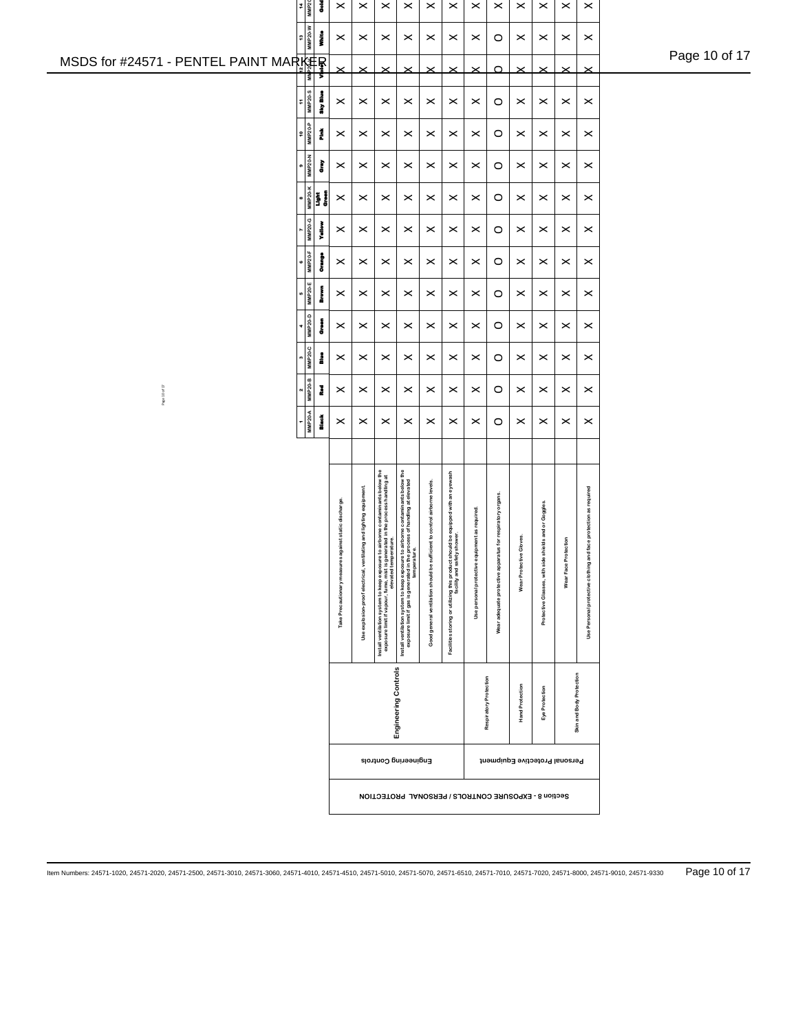## Section 8 - EXPOSURE CONTROLS / PERSONAL PROTECTION

| | | | 1 MMP20-A Black | 2 MMP20-B Red | 3 MMP20-C Blue | 4 MMP20-D Green | 5 MMP20-E Brown | 6 MMP20-F Orange | 7 MMP20-G Yellow | 8 MMP20-K Light Green | 9 MMP20-N Grey | 10 MMP20-P Pink | 11 MMP20-S Sky Blue | 12 MMP20-V Violet | 13 MMP20-W White | 14 MMP20 Gold |
|---|---|---|---|---|---|---|---|---|---|---|---|---|---|---|---|---|
| Engineering Controls | Engineering Controls | Take Precautionary measures against static discharge. | X | X | X | X | X | X | X | X | X | X | X | X | X | X |
| | | Use explosion-proof electrical, ventilating and lighting equipment. | X | X | X | X | X | X | X | X | X | X | X | X | X | X |
| | | Install ventilation system to keep exposure to airborne contaminants below the exposure limit if vapour, fume, mist is generated in the process handling at elevated temperature. | X | X | X | X | X | X | X | X | X | X | X | X | X | X |
| | | Install ventilation system to keep exposure to airborne contaminants below the exposure limit if gas is generated in the process of handling at elevated temperature. | X | X | X | X | X | X | X | X | X | X | X | X | X | X |
| | | Good general ventilation should be sufficient to control airborne levels. | X | X | X | X | X | X | X | X | X | X | X | X | X | X |
| | | Facilities storing or utilizing this product should be equipped with an eyewash facility and safety shower. | X | X | X | X | X | X | X | X | X | X | X | X | X | X |
| Personal Protective Equipment | Respiratory Protection | Use personal protective equipment as required. | X | X | X | X | X | X | X | X | X | X | X | X | X | X |
| | | Wear adequate protective apparatus for respiratory organs. | O | O | O | O | O | O | O | O | O | O | O | O | O | X |
| | Hand Protection | Wear Protective Gloves. | X | X | X | X | X | X | X | X | X | X | X | X | X | X |
| | Eye Protection | Protective Glasses, with side shields and or Goggles. | X | X | X | X | X | X | X | X | X | X | X | X | X | X |
| | Skin and Body Protection | Wear Face Protection | X | X | X | X | X | X | X | X | X | X | X | X | X | X |
| | | Use Personal protective clothing and face protection as required | X | X | X | X | X | X | X | X | X | X | X | X | X | X |

Item Numbers: 24571-1020, 24571-2020, 24571-2500, 24571-3010, 24571-3060, 24571-4010, 24571-4510, 24571-5010, 24571-5070, 24571-6510, 24571-7010, 24571-7020, 24571-8000, 24571-9010, 24571-9330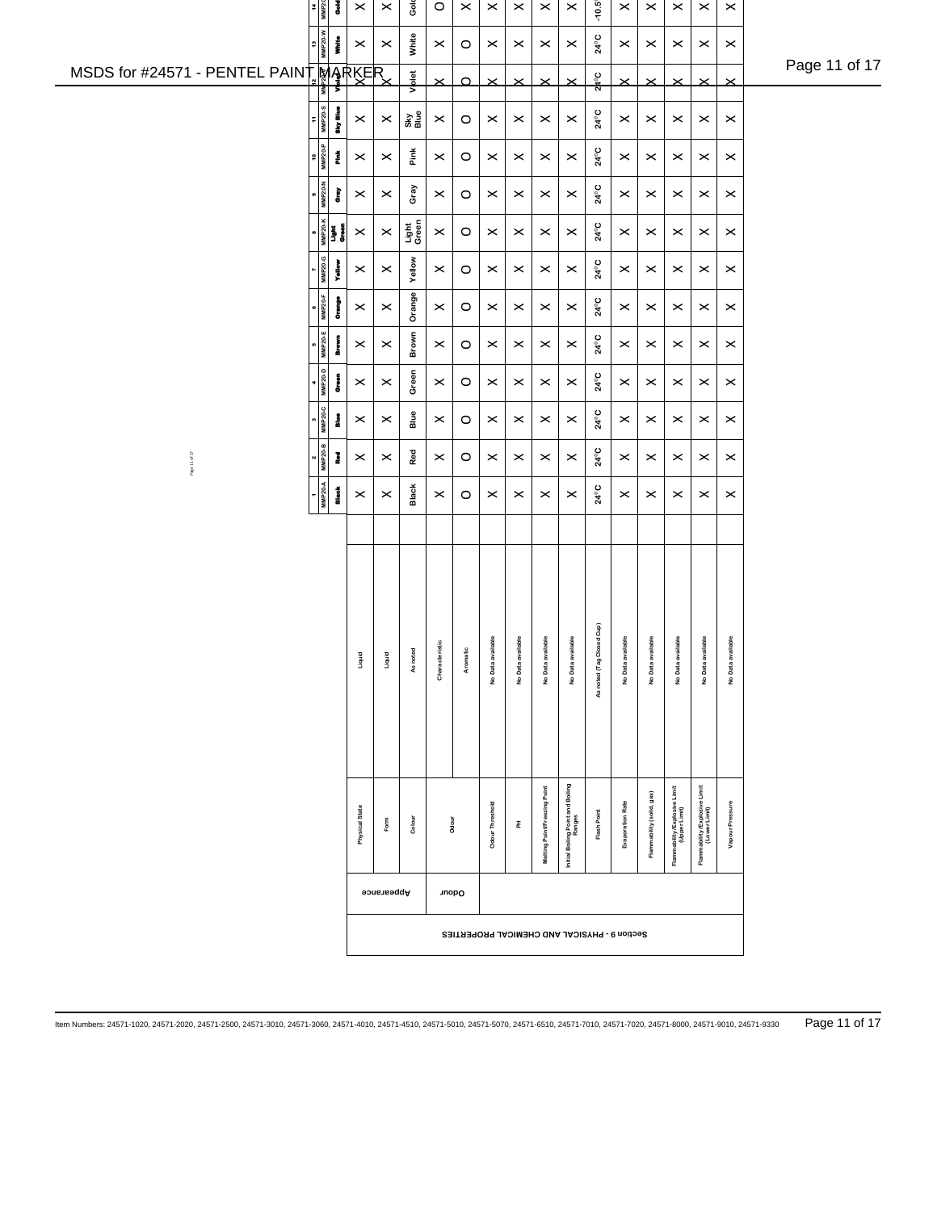## Section 9 - PHYSICAL AND CHEMICAL PROPERTIES

| | | | 1 MMP20-A Black | 2 MMP20-B Red | 3 MMP20-C Blue | 4 MMP20-D Green | 5 MMP20-E Brown | 6 MMP20-F Orange | 7 MMP20-G Yellow | 8 MMP20-K Light Green | 9 MMP20-N Gray | 10 MMP20-P Pink | 11 MMP20-S Sky Blue | 12 MMP20-V Violet | 13 MMP20-W White | 14 MMP20 Gold |
|---|---|---|---|---|---|---|---|---|---|---|---|---|---|---|---|---|
| Appearance | Physical State | Liquid | × | × | × | × | × | × | × | × | × | × | × | × | × | × |
| | Form | Liquid | × | × | × | × | × | × | × | × | × | × | × | × | × | × |
| | Colour | As noted | Black | Red | Blue | Green | Brown | Orange | Yellow | Light Green | Gray | Pink | Sky Blue | Violet | White | Gold |
| Odour | Odour | Characteristic | × | × | × | × | × | × | × | × | × | × | × | × | × | O |
| | | Aromatic | O | O | O | O | O | O | O | O | O | O | O | O | O | × |
| | Odour Threshold | No Data available | × | × | × | × | × | × | × | × | × | × | × | × | × | × |
| | PH | No Data available | × | × | × | × | × | × | × | × | × | × | × | × | × | × |
| | Melting Point/Freezing Point | No Data available | × | × | × | × | × | × | × | × | × | × | × | × | × | × |
| | Initial Boiling Point and Boiling Ranges | No Data available | × | × | × | × | × | × | × | × | × | × | × | × | × | × |
| | Flash Point | As noted (Tag Closed Cup) | 24°C | 24°C | 24°C | 24°C | 24°C | 24°C | 24°C | 24°C | 24°C | 24°C | 24°C | 24°C | 24°C | -10.5 |
| | Evaporation Rate | No Data available | × | × | × | × | × | × | × | × | × | × | × | × | × | × |
| | Flammability (solid, gas) | No Data available | × | × | × | × | × | × | × | × | × | × | × | × | × | × |
| | Flammability/Explosive Limit (Upper Limit) | No Data available | × | × | × | × | × | × | × | × | × | × | × | × | × | × |
| | Flammability/Explosive Limit (Lower Limit) | No Data available | × | × | × | × | × | × | × | × | × | × | × | × | × | × |
| | Vapour Pressure | No Data available | × | × | × | × | × | × | × | × | × | × | × | × | × | × |

Item Numbers: 24571-1020, 24571-2020, 24571-2500, 24571-3010, 24571-3060, 24571-4010, 24571-4510, 24571-5010, 24571-5070, 24571-6510, 24571-7010, 24571-7020, 24571-8000, 24571-9010, 24571-9330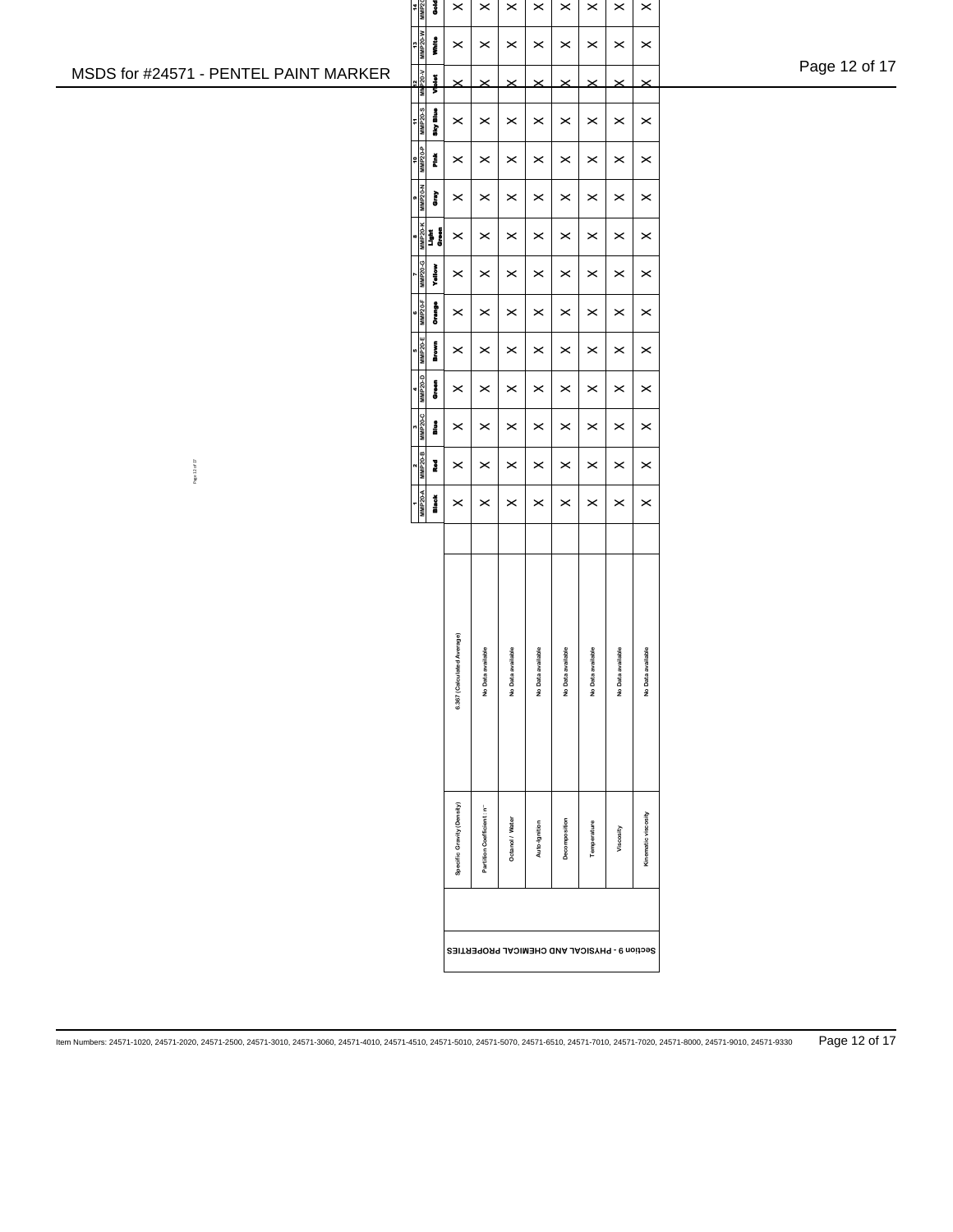## Section 9 - PHYSICAL AND CHEMICAL PROPERTIES

| | | 1 MMP20-A Black | 2 MMP20-B Red | 3 MMP20-C Blue | 4 MMP20-D Green | 5 MMP20-E Brown | 6 MMP20-F Orange | 7 MMP20-G Yellow | 8 MMP20-K Light Green | 9 MMP20-N Gray | 10 MMP20-P Pink | 11 MMP20-S Sky Blue | 12 MMP20-V Violet | 13 MMP20-W White | 14 MMP20 Gold |
|---|---|---|---|---|---|---|---|---|---|---|---|---|---|---|---|
| Specific Gravity (Density) | 6.367 (Calculated Average) | X | X | X | X | X | X | X | X | X | X | X | X | X | X |
| Partition Coefficient : n- | No Data available | X | X | X | X | X | X | X | X | X | X | X | X | X | X |
| Octanol / Water | No Data available | X | X | X | X | X | X | X | X | X | X | X | X | X | X |
| Auto-Ignition | No Data available | X | X | X | X | X | X | X | X | X | X | X | X | X | X |
| Decomposition | No Data available | X | X | X | X | X | X | X | X | X | X | X | X | X | X |
| Temperature | No Data available | X | X | X | X | X | X | X | X | X | X | X | X | X | X |
| Viscosity | No Data available | X | X | X | X | X | X | X | X | X | X | X | X | X | X |
| Kinematic viscosity | No Data available | X | X | X | X | X | X | X | X | X | X | X | X | X | X |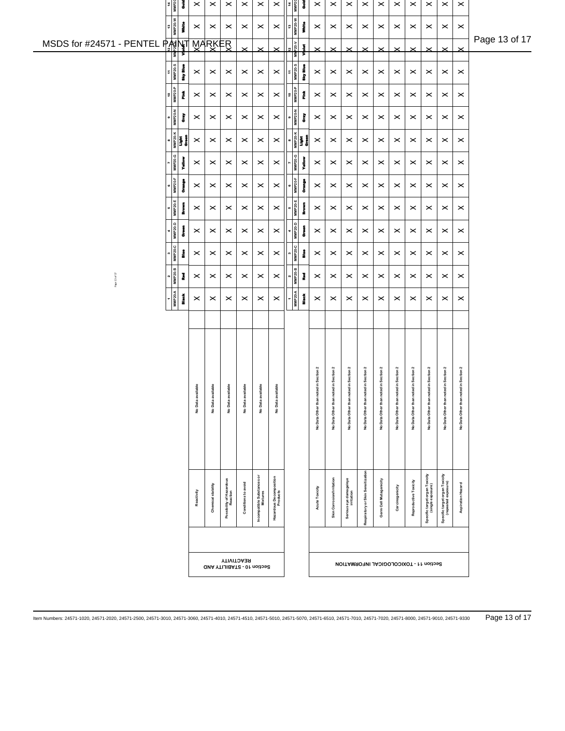## Section 10 - STABILITY AND REACTIVITY

| | | 1 MMP20-A Black | 2 MMP20-B Red | 3 MMP20-C Blue | 4 MMP20-D Green | 5 MMP20-E Brown | 6 MMP20-F Orange | 7 MMP20-G Yellow | 8 MMP20-K Light Green | 9 MMP20-N Gray | 10 MMP20-P Pink | 11 MMP20-S Sky Blue | 12 MMP20-V Violet | 13 MMP20-W White | 14 MMP20 Gold |
|---|---|---|---|---|---|---|---|---|---|---|---|---|---|---|---|
| Reactivity | No Data available | X | X | X | X | X | X | X | X | X | X | X | X | X | X |
| Chemical stability | No Data available | X | X | X | X | X | X | X | X | X | X | X | X | X | X |
| Possibility of Hazardous Reaction | No Data available | X | X | X | X | X | X | X | X | X | X | X | X | X | X |
| Conditions to avoid | No Data available | X | X | X | X | X | X | X | X | X | X | X | X | X | X |
| Incompatible Substances or Mixtures | No Data available | X | X | X | X | X | X | X | X | X | X | X | X | X | X |
| Hazardous Decomposition Products | No Data available | X | X | X | X | X | X | X | X | X | X | X | X | X | X |

## Section 11 - TOXICOLOGICAL INFORMATION

| | | 1 MMP20-A Black | 2 MMP20-B Red | 3 MMP20-C Blue | 4 MMP20-D Green | 5 MMP20-E Brown | 6 MMP20-F Orange | 7 MMP20-G Yellow | 8 MMP20-K Light Green | 9 MMP20-N Gray | 10 MMP20-P Pink | 11 MMP20-S Sky Blue | 12 MMP20-V Violet | 13 MMP20-W White | 14 MMP20 Gold |
|---|---|---|---|---|---|---|---|---|---|---|---|---|---|---|---|
| Acute Toxicity | No Data Other than noted in Section 2 | X | X | X | X | X | X | X | X | X | X | X | X | X | X |
| Skin Corrosion/Irritation | No Data Other than noted in Section 2 | X | X | X | X | X | X | X | X | X | X | X | X | X | X |
| Serious eye damage/eye irritation | No Data Other than noted in Section 2 | X | X | X | X | X | X | X | X | X | X | X | X | X | X |
| Respiratory or Skin Sensitization | No Data Other than noted in Section 2 | X | X | X | X | X | X | X | X | X | X | X | X | X | X |
| Germ Cell Mutagenicity | No Data Other than noted in Section 2 | X | X | X | X | X | X | X | X | X | X | X | X | X | X |
| Carcinogenicity | No Data Other than noted in Section 2 | X | X | X | X | X | X | X | X | X | X | X | X | X | X |
| Reproductive Toxicity | No Data Other than noted in Section 2 | X | X | X | X | X | X | X | X | X | X | X | X | X | X |
| Specific target organ Toxicity (single exposure) | No Data Other than noted in Section 2 | X | X | X | X | X | X | X | X | X | X | X | X | X | X |
| Specific target organ Toxicity (repeated exposure) | No Data Other than noted in Section 2 | X | X | X | X | X | X | X | X | X | X | X | X | X | X |
| Aspiration Hazard | No Data Other than noted in Section 2 | X | X | X | X | X | X | X | X | X | X | X | X | X | X |

Item Numbers: 24571-1020, 24571-2020, 24571-2500, 24571-3010, 24571-3060, 24571-4010, 24571-4510, 24571-5010, 24571-5070, 24571-6510, 24571-7010, 24571-7020, 24571-8000, 24571-9010, 24571-9330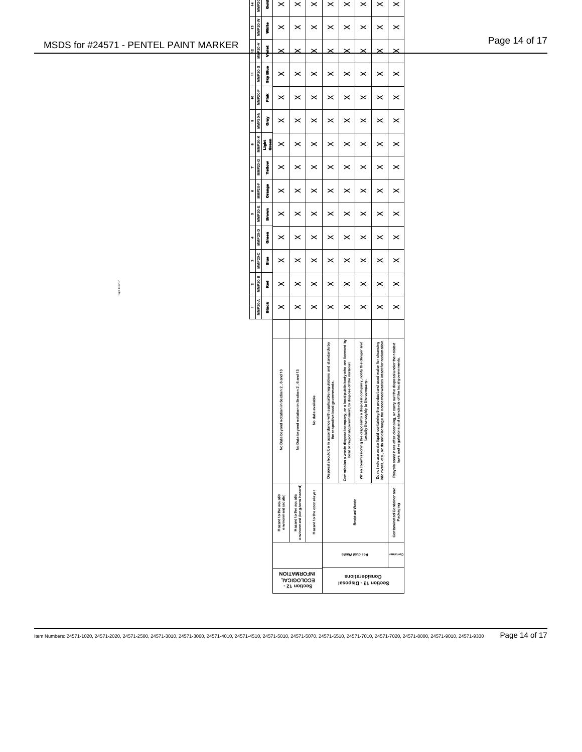| Section | | Item | Description | | 1 MMP20-A Black | 2 MMP20-B Red | 3 MMP20-C Blue | 4 MMP20-D Green | 5 MMP20-E Brown | 6 MMP20-F Orange | 7 MMP20-G Yellow | 8 MMP20-K Light Green | 9 MMP20-N Gray | 10 MMP20-P Pink | 11 MMP20-S Sky Blue | 12 MMP20-V Violet | 13 MMP20-W White | 14 MMP20 Gold |
|---|---|---|---|---|---|---|---|---|---|---|---|---|---|---|---|---|---|---|
| Section 12 - ECOLOGICAL INFORMATION | | Hazard to the aquatic environment (acute) | No Data beyond notation in Section 2, 6 and 13 | | X | X | X | X | X | X | X | X | X | X | X | X | X | X |
| | | Hazard to the aquatic environment (long-term hazard) | No Data beyond notation in Section 2, 6 and 13 | | X | X | X | X | X | X | X | X | X | X | X | X | X | X |
| | | Hazard to the ozone layer | No data available | | X | X | X | X | X | X | X | X | X | X | X | X | X | X |
| Section 13 - Disposal Considerations | Residual Waste | Residual Waste | Disposal should be in accordance with applicable regulations and standards by the respective local governments. | | X | X | X | X | X | X | X | X | X | X | X | X | X | X |
| | | | Commission a waste disposal company, or a local public body who are licensed by local or regional government, to dispose of the material. | | X | X | X | X | X | X | X | X | X | X | X | X | X | X |
| | | | When commissioning the disposal to a disposal company, notify the danger and toxicity thoroughly to the company. | | X | X | X | X | X | X | X | X | X | X | X | X | X | X |
| | | | Do not release waste liquid containing the product and used water for cleansing into rivers, etc., or do not discharge the concerned wastes intact for reclamation. | | X | X | X | X | X | X | X | X | X | X | X | X | X | X |
| | Container | Contaminated Container and Packaging | Recycle containers after cleansing, or carry out the disposal under the related laws and regulations and standards of the local governments. | | X | X | X | X | X | X | X | X | X | X | X | X | X | X |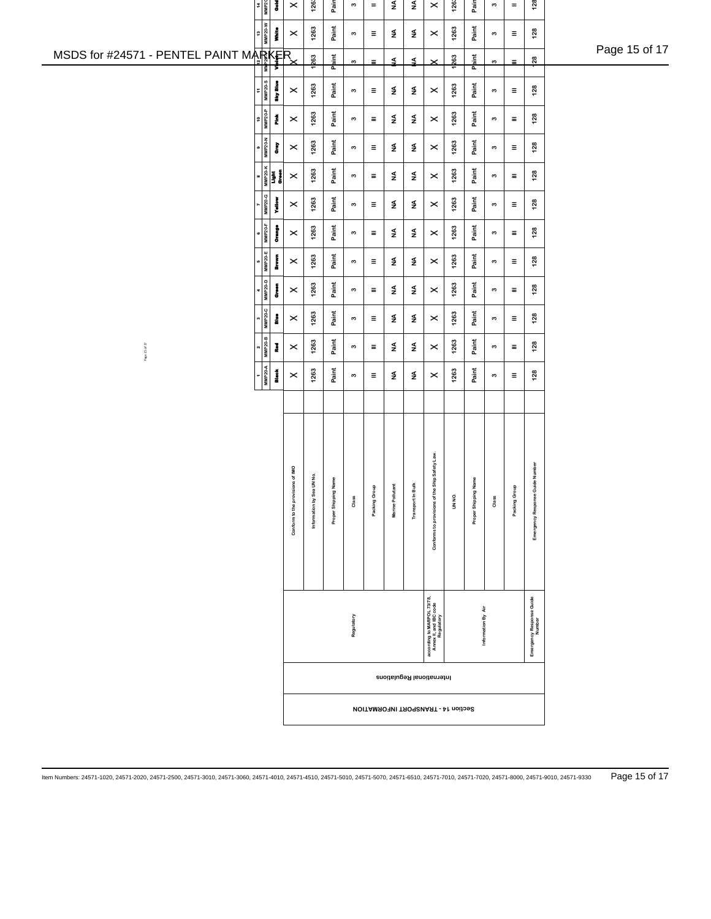| Section 14 - TRANSPORT INFORMATION | | | | 1 MMP20-A | 2 MMP20-B | 3 MMP20-C | 4 MMP20-D | 5 MMP20-E | 6 MMP20-F | 7 MMP20-G | 8 MMP20-K | 9 MMP20-N | 10 MMP20-P | 11 MMP20-S | 12 MMP20-V | 13 MMP20-W | 14 MMP20-X |
|---|---|---|---|---|---|---|---|---|---|---|---|---|---|---|---|---|---|
| | | | | Black | Red | Blue | Green | Brown | Orange | Yellow | Light Green | Gray | Pink | Sky Blue | Violet | White | Gold |
| International Regulations | Regulatory | Conform to the provisions of IMO | | X | X | X | X | X | X | X | X | X | X | X | X | X | X |
| | | Information by Sea UN No. | | 1263 | 1263 | 1263 | 1263 | 1263 | 1263 | 1263 | 1263 | 1263 | 1263 | 1263 | 1263 | 1263 | 1263 |
| | | Proper Shipping Name | | Paint | Paint | Paint | Paint | Paint | Paint | Paint | Paint | Paint | Paint | Paint | Paint | Paint | Paint |
| | | Class | | 3 | 3 | 3 | 3 | 3 | 3 | 3 | 3 | 3 | 3 | 3 | 3 | 3 | 3 |
| | | Packing Group | | III | III | III | III | III | III | III | III | III | III | III | III | III | III |
| | | Marine Pollutant | | NA | NA | NA | NA | NA | NA | NA | NA | NA | NA | NA | NA | NA | NA |
| | | Transport In Bulk | | NA | NA | NA | NA | NA | NA | NA | NA | NA | NA | NA | NA | NA | NA |
| | according to MARPOL 73/78, Annex II, and IBC code Regulatory | Conforms to provisions of the Ship Safety Law. | | X | X | X | X | X | X | X | X | X | X | X | X | X | X |
| | Information By Air | UN NO. | | 1263 | 1263 | 1263 | 1263 | 1263 | 1263 | 1263 | 1263 | 1263 | 1263 | 1263 | 1263 | 1263 | 1263 |
| | | Proper Shipping Name | | Paint | Paint | Paint | Paint | Paint | Paint | Paint | Paint | Paint | Paint | Paint | Paint | Paint | Paint |
| | | Class | | 3 | 3 | 3 | 3 | 3 | 3 | 3 | 3 | 3 | 3 | 3 | 3 | 3 | 3 |
| | | Packing Group | | III | III | III | III | III | III | III | III | III | III | III | III | III | III |
| | Emergency Response Guide Number | Emergency Response Guide Number | | 128 | 128 | 128 | 128 | 128 | 128 | 128 | 128 | 128 | 128 | 128 | 128 | 128 | 128 |

Item Numbers: 24571-1020, 24571-2020, 24571-2500, 24571-3010, 24571-3060, 24571-4010, 24571-4510, 24571-5010, 24571-5070, 24571-6510, 24571-7010, 24571-7020, 24571-8000, 24571-9010, 24571-9330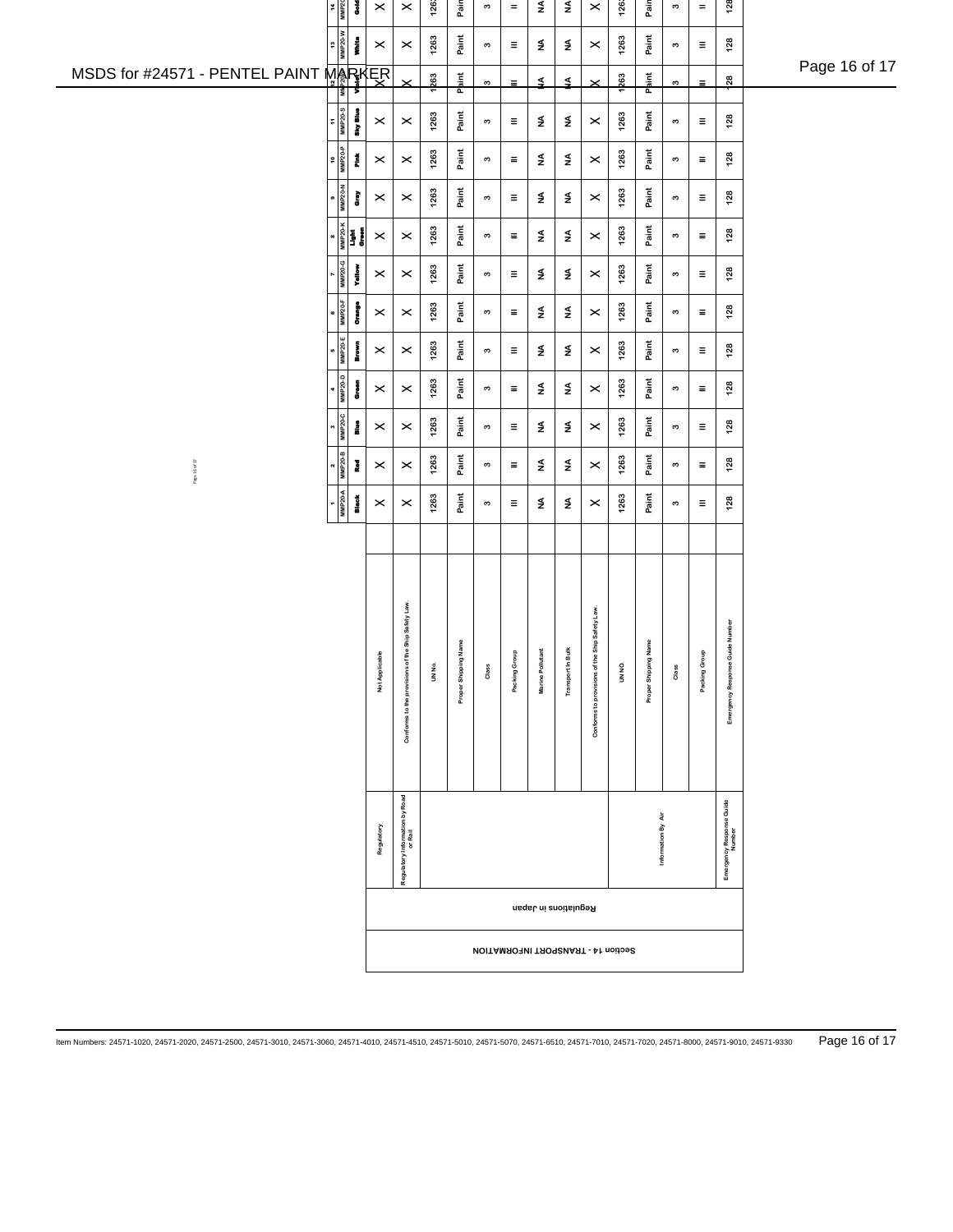| Section 14 - TRANSPORT INFORMATION | | | 1 MMP20-A Black | 2 MMP20-B Red | 3 MMP20-C Blue | 4 MMP20-D Green | 5 MMP20-E Brown | 6 MMP20-F Orange | 7 MMP20-G Yellow | 8 MMP20-K Light Green | 9 MMP20-N Gray | 10 MMP20-P Pink | 11 MMP20-S Sky Blue | 12 MMP20-V Violet | 13 MMP20-W White | 14 MMP20 Gold |
|---|---|---|---|---|---|---|---|---|---|---|---|---|---|---|---|---|
| Regulations in Japan | Regulatory | Not Applicable | X | X | X | X | X | X | X | X | X | X | X | X | X | X |
| | Regulatory Information by Road or Rail | Conforms to the provisions of the Ship Safety Law. | X | X | X | X | X | X | X | X | X | X | X | X | X | X |
| | | UN No. | 1263 | 1263 | 1263 | 1263 | 1263 | 1263 | 1263 | 1263 | 1263 | 1263 | 1263 | 1263 | 1263 | 1263 |
| | | Proper Shipping Name | Paint | Paint | Paint | Paint | Paint | Paint | Paint | Paint | Paint | Paint | Paint | Paint | Paint | Paint |
| | | Class | 3 | 3 | 3 | 3 | 3 | 3 | 3 | 3 | 3 | 3 | 3 | 3 | 3 | 3 |
| | | Packing Group | III | III | III | III | III | III | III | III | III | III | III | III | III | III |
| | | Marine Pollutant | NA | NA | NA | NA | NA | NA | NA | NA | NA | NA | NA | NA | NA | NA |
| | | Transport In Bulk | NA | NA | NA | NA | NA | NA | NA | NA | NA | NA | NA | NA | NA | NA |
| | | Conforms to provisions of the Ship Safety Law. | X | X | X | X | X | X | X | X | X | X | X | X | X | X |
| | Information By Air | UN NO. | 1263 | 1263 | 1263 | 1263 | 1263 | 1263 | 1263 | 1263 | 1263 | 1263 | 1263 | 1263 | 1263 | 1263 |
| | | Proper Shipping Name | Paint | Paint | Paint | Paint | Paint | Paint | Paint | Paint | Paint | Paint | Paint | Paint | Paint | Paint |
| | | Class | 3 | 3 | 3 | 3 | 3 | 3 | 3 | 3 | 3 | 3 | 3 | 3 | 3 | 3 |
| | | Packing Group | III | III | III | III | III | III | III | III | III | III | III | III | III | III |
| | Emergency Response Guide Number | Emergency Response Guide Number | 128 | 128 | 128 | 128 | 128 | 128 | 128 | 128 | 128 | 128 | 128 | 128 | 128 | 128 |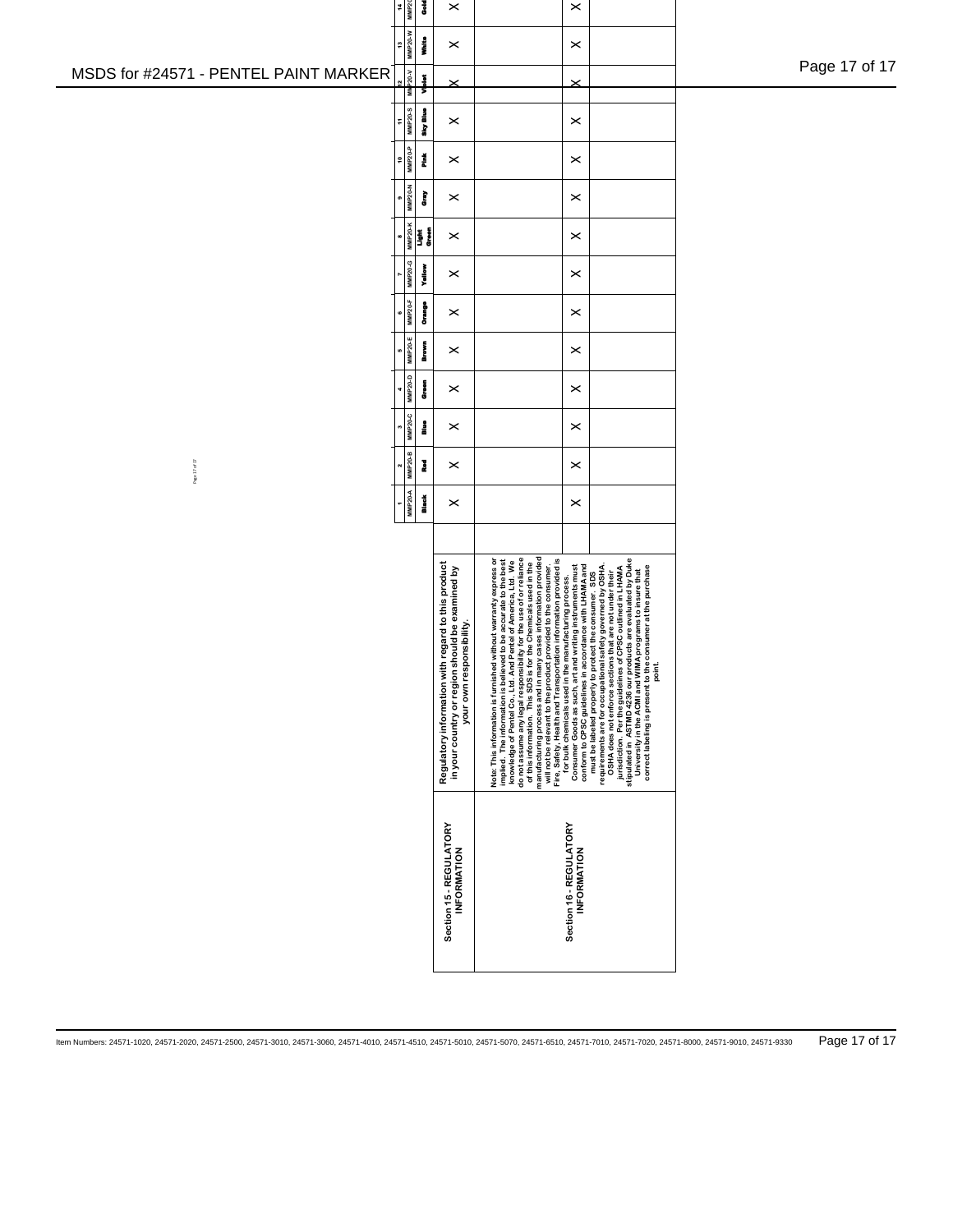| | | 1 | 2 | 3 | 4 | 5 | 6 | 7 | 8 | 9 | 10 | 11 | 12 | 13 | 14 |
|---|---|---|---|---|---|---|---|---|---|---|---|---|---|---|---|
| | | MMP20-A | MMP20-B | MMP20-C | MMP20-D | MMP20-E | MMP20-F | MMP20-G | MMP20-K | MMP20-N | MMP20-P | MMP20-S | MMP20-V | MMP20-W | MMP2 |
| | | Black | Red | Blue | Green | Brown | Orange | Yellow | Light Green | Gray | Pink | Sky Blue | Violet | White | Gold |
| Section 15 - REGULATORY INFORMATION | Regulatory information with regard to this product in your country or region should be examined by your own responsibility. | X | X | X | X | X | X | X | X | X | X | X | X | X | X |
| Section 16 - REGULATORY INFORMATION | Note: This information is furnished without warranty express or implied. The information is believed to be accurate to the best knowledge of Pentel Co., Ltd. And Pentel of America, Ltd. We do not assume any legal responsibility for the use of or reliance of this information. This SDS is for the Chemicals used in the manufacturing process and in many cases information provided will not be relevant to the product provided to the consumer. Fire, Safety, Health and Transportation information provided is for bulk chemicals used in the manufacturing process. Consumer Goods as such, art and writing instruments must conform to CPSC guidelines in accordance with LHAMA and must be labeled properly to protect the consumer. SDS requirements are for occupational safety governed by OSHA. OSHA does not enforce sections that are not under their jurisdiction. Per the guidelines of CPSC outlined in LHAMA stipulated in ASTMD 4236 our products are evaluated by Duke University in the ACMI and WIMA programs to insure that correct labeling is present to the consumer at the purchase point. | X | X | X | X | X | X | X | X | X | X | X | X | X | X |